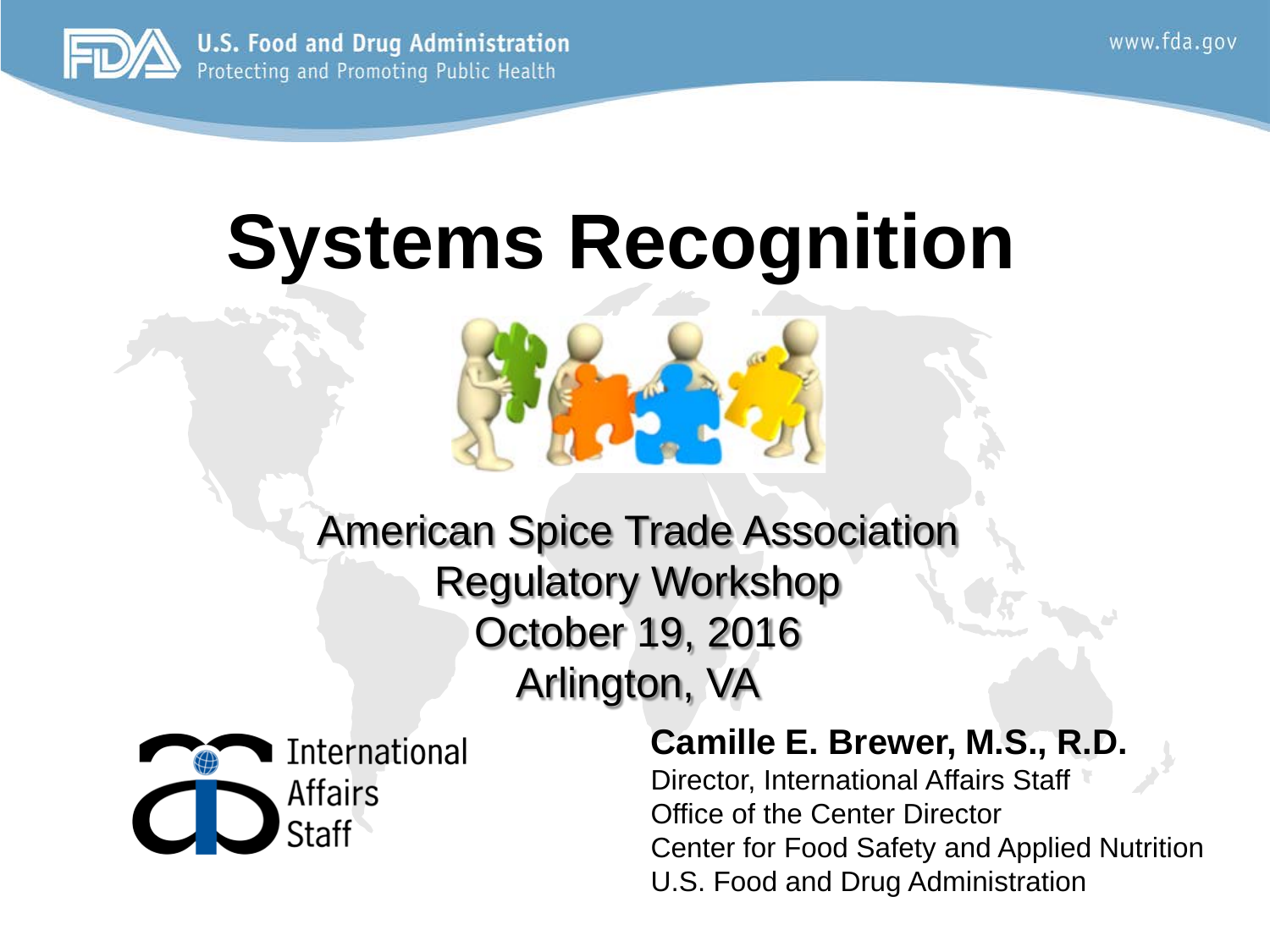U.S. Food and Drug Administration
Protecting and Promoting Public Health

www.fda.gov

# Systems Recognition

American Spice Trade Association
Regulatory Workshop
October 19, 2016
Arlington, VA

International Affairs Staff

**Camille E. Brewer, M.S., R.D.**
Director, International Affairs Staff
Office of the Center Director
Center for Food Safety and Applied Nutrition
U.S. Food and Drug Administration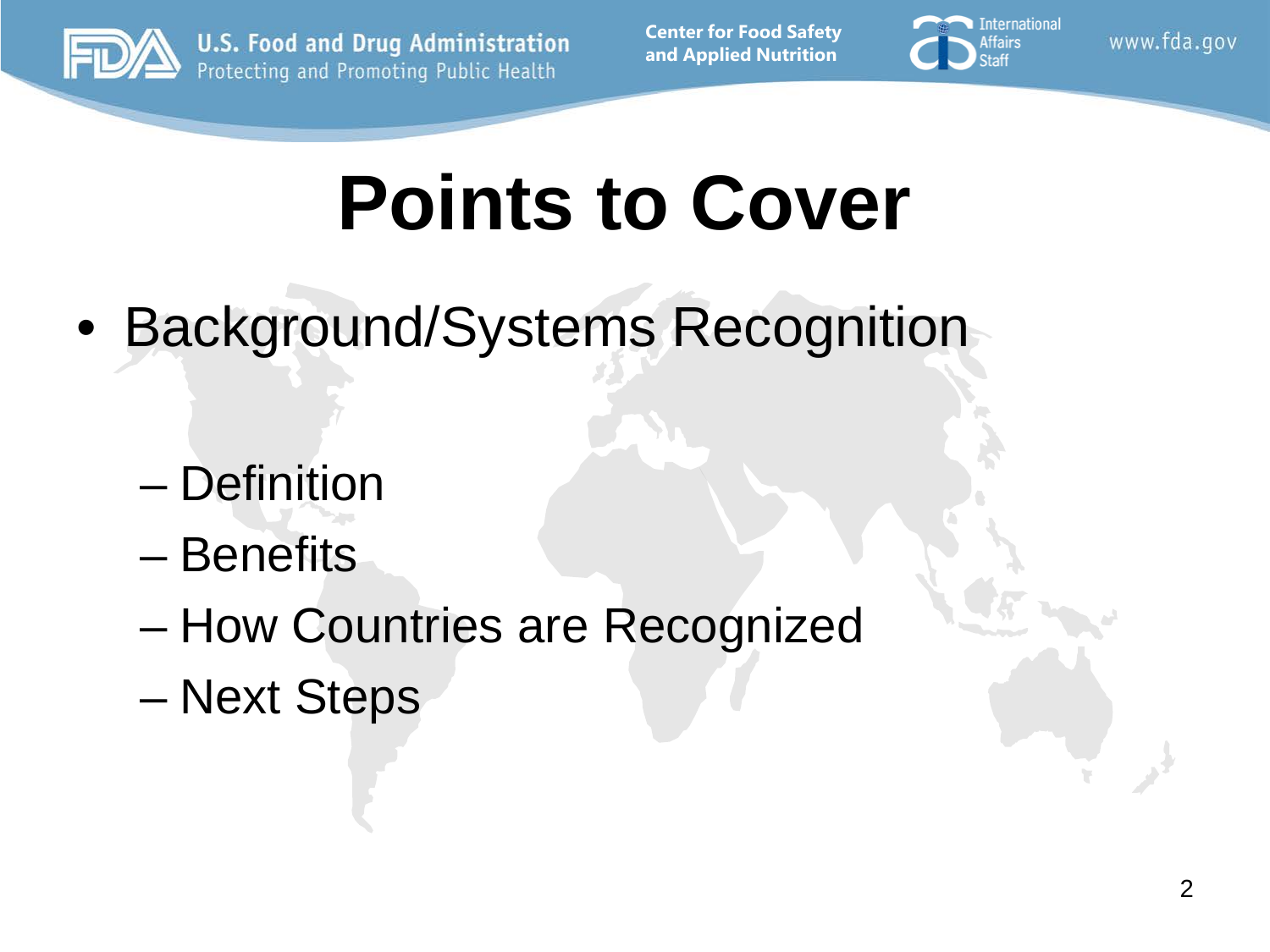# Points to Cover

- Background/Systems Recognition
  - Definition
  - Benefits
  - How Countries are Recognized
  - Next Steps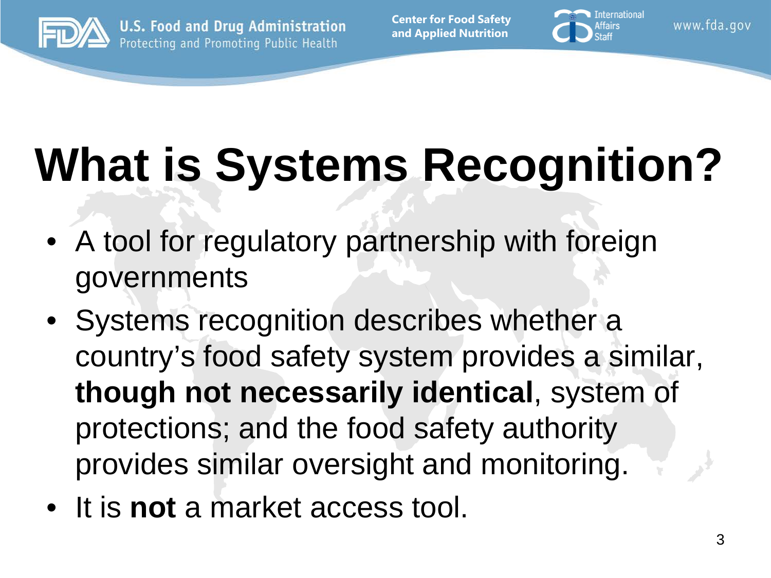# What is Systems Recognition?

- A tool for regulatory partnership with foreign governments
- Systems recognition describes whether a country's food safety system provides a similar, **though not necessarily identical**, system of protections; and the food safety authority provides similar oversight and monitoring.
- It is **not** a market access tool.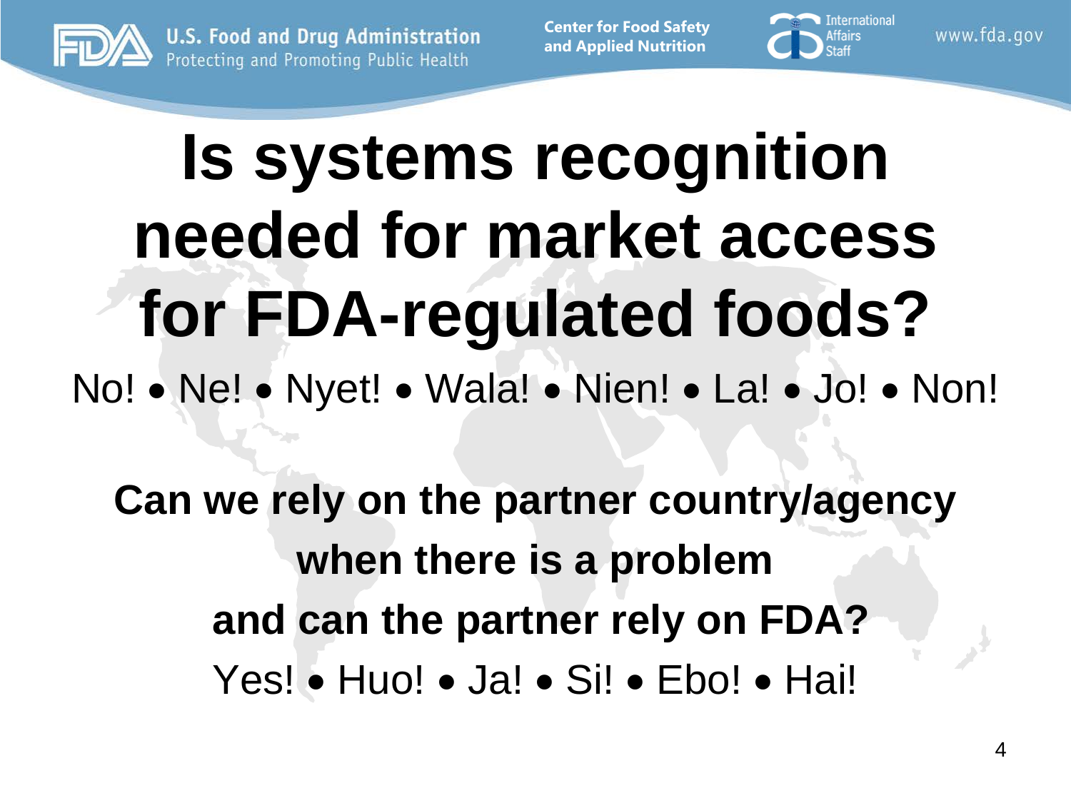# Is systems recognition needed for market access for FDA-regulated foods?

No! • Ne! • Nyet! • Wala! • Nien! • La! • Jo! • Non!

**Can we rely on the partner country/agency when there is a problem and can the partner rely on FDA?**

Yes! • Huo! • Ja! • Si! • Ebo! • Hai!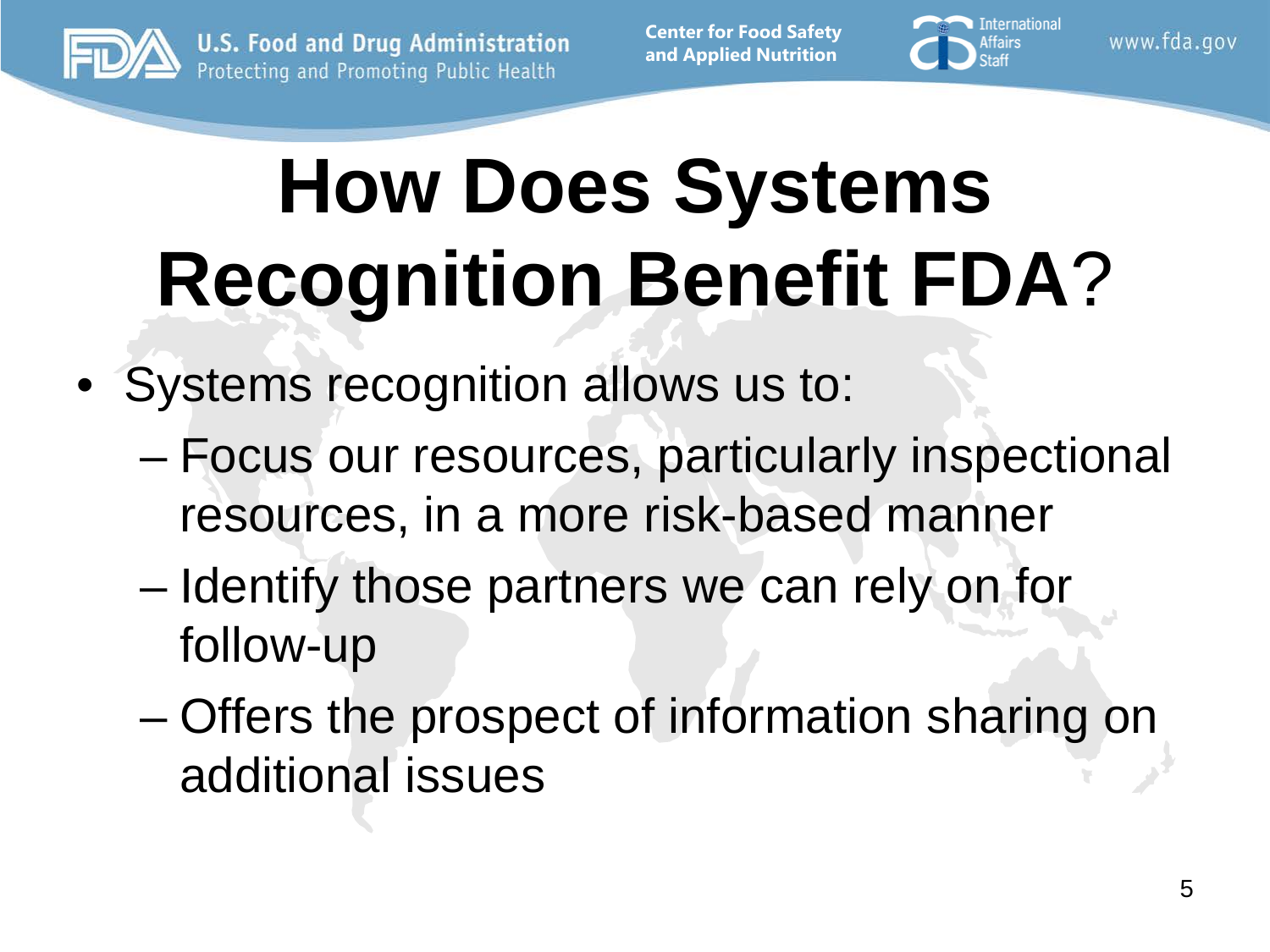# How Does Systems Recognition Benefit FDA?

- Systems recognition allows us to:
  - Focus our resources, particularly inspectional resources, in a more risk-based manner
  - Identify those partners we can rely on for follow-up
  - Offers the prospect of information sharing on additional issues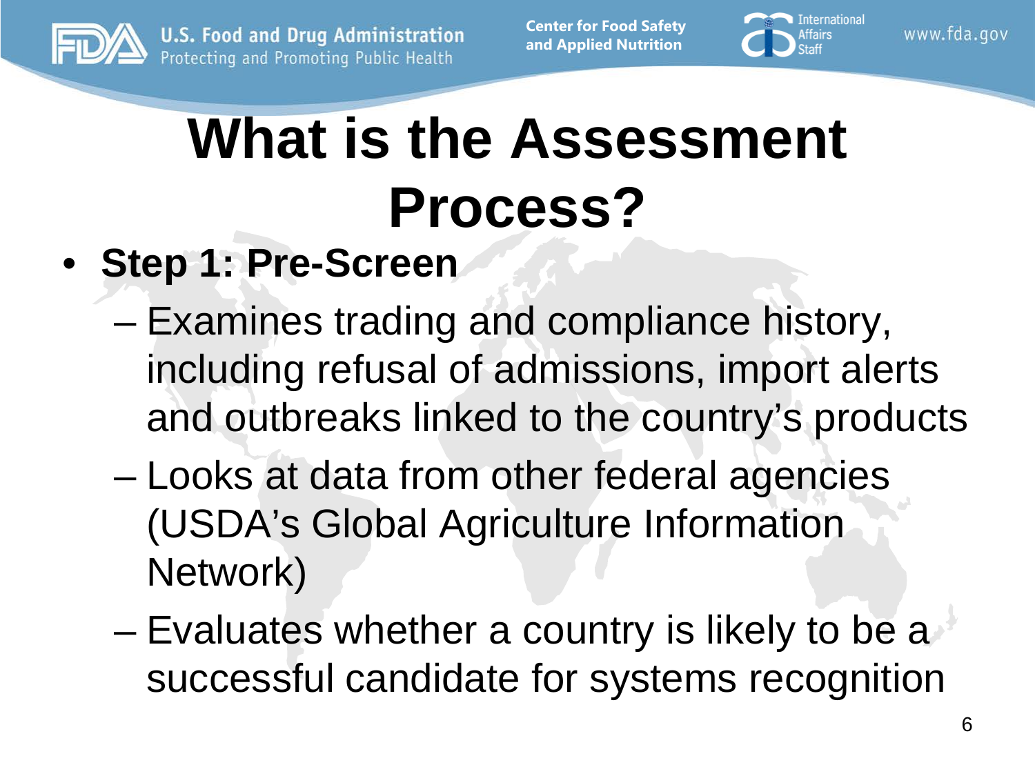# What is the Assessment Process?

- **Step 1: Pre-Screen**
  - Examines trading and compliance history, including refusal of admissions, import alerts and outbreaks linked to the country's products
  - Looks at data from other federal agencies (USDA's Global Agriculture Information Network)
  - Evaluates whether a country is likely to be a successful candidate for systems recognition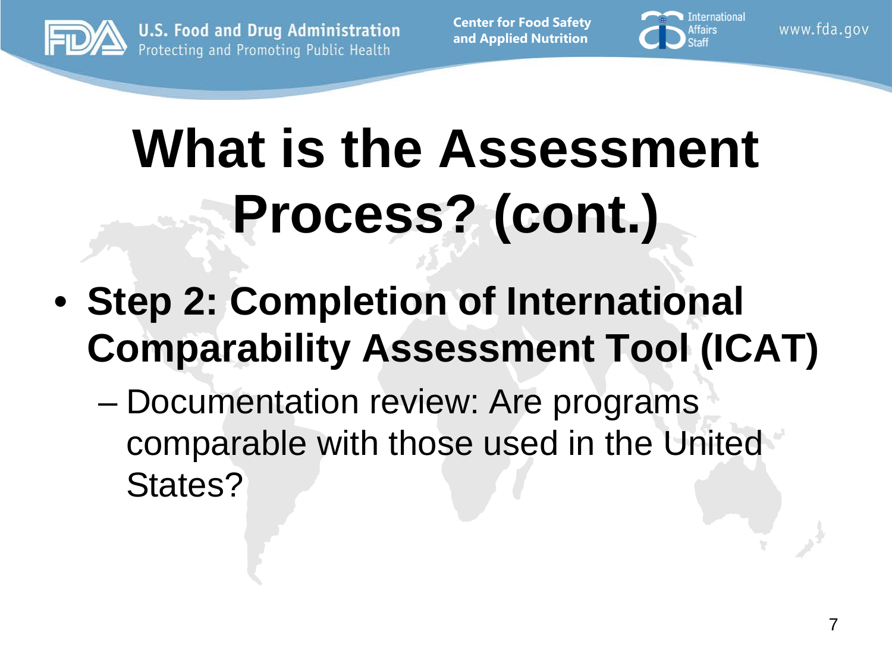# What is the Assessment Process? (cont.)

- **Step 2: Completion of International Comparability Assessment Tool (ICAT)**
  - Documentation review: Are programs comparable with those used in the United States?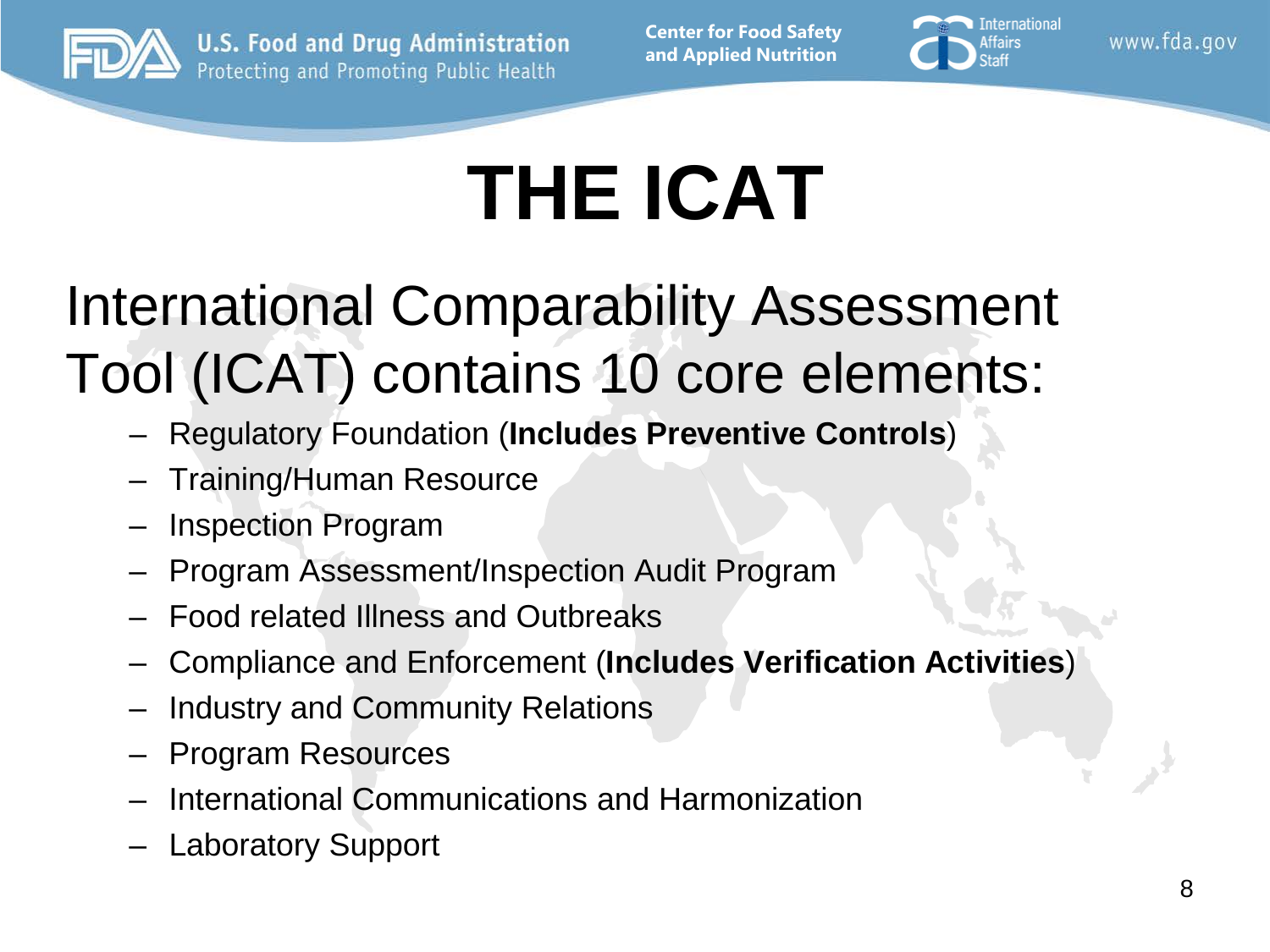# THE ICAT

International Comparability Assessment Tool (ICAT) contains 10 core elements:

- Regulatory Foundation (**Includes Preventive Controls**)
- Training/Human Resource
- Inspection Program
- Program Assessment/Inspection Audit Program
- Food related Illness and Outbreaks
- Compliance and Enforcement (**Includes Verification Activities**)
- Industry and Community Relations
- Program Resources
- International Communications and Harmonization
- Laboratory Support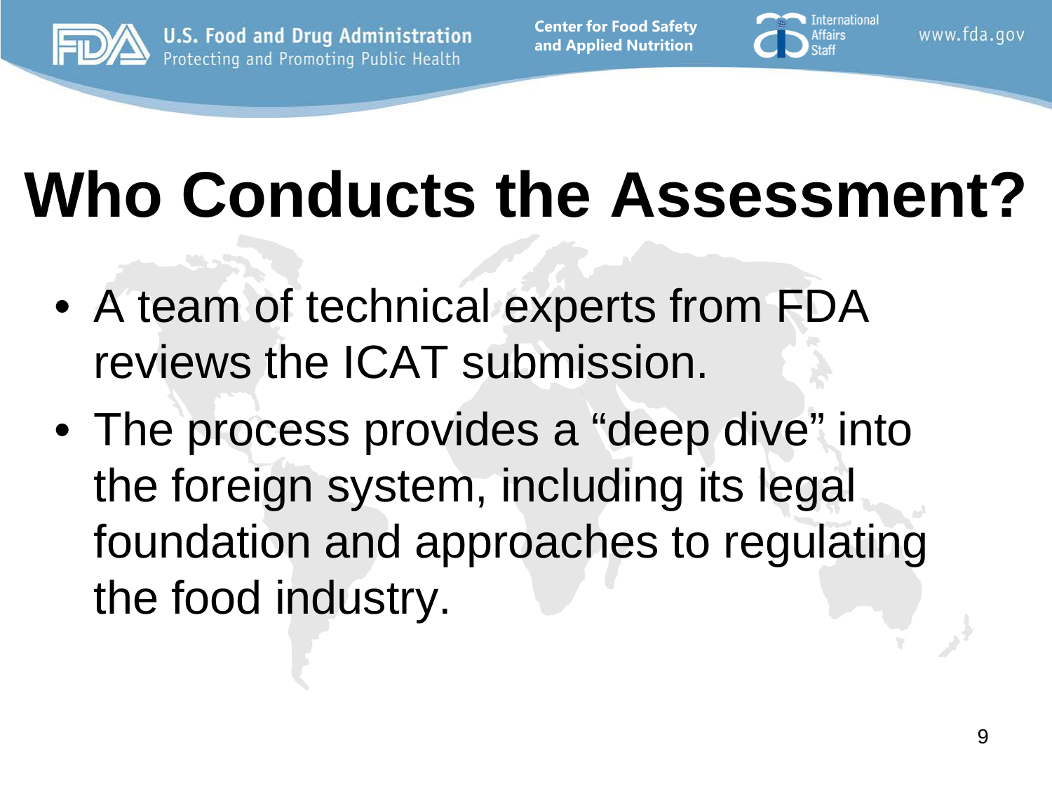# Who Conducts the Assessment?

- A team of technical experts from FDA reviews the ICAT submission.
- The process provides a “deep dive” into the foreign system, including its legal foundation and approaches to regulating the food industry.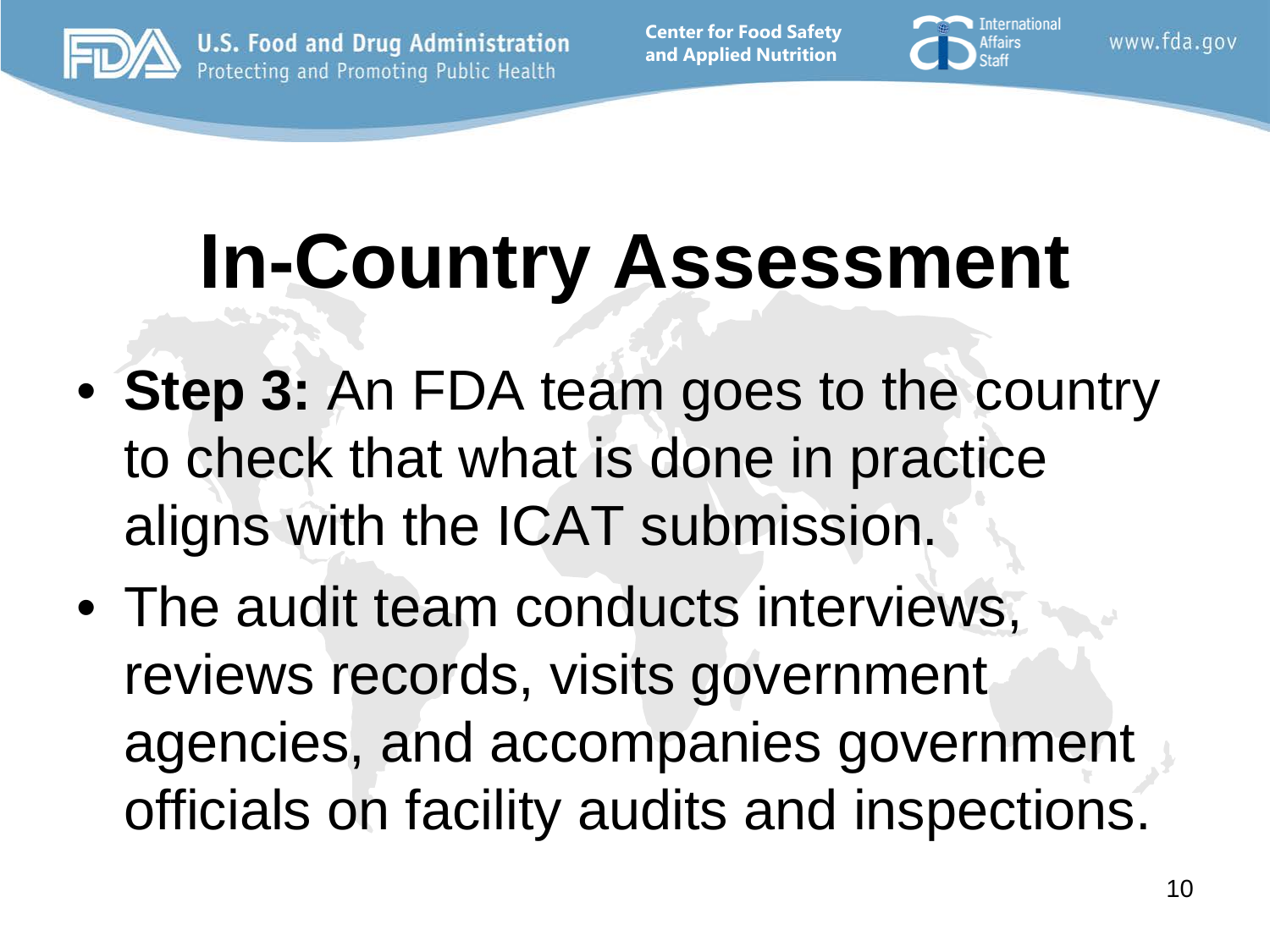# In-Country Assessment

- **Step 3:** An FDA team goes to the country to check that what is done in practice aligns with the ICAT submission.
- The audit team conducts interviews, reviews records, visits government agencies, and accompanies government officials on facility audits and inspections.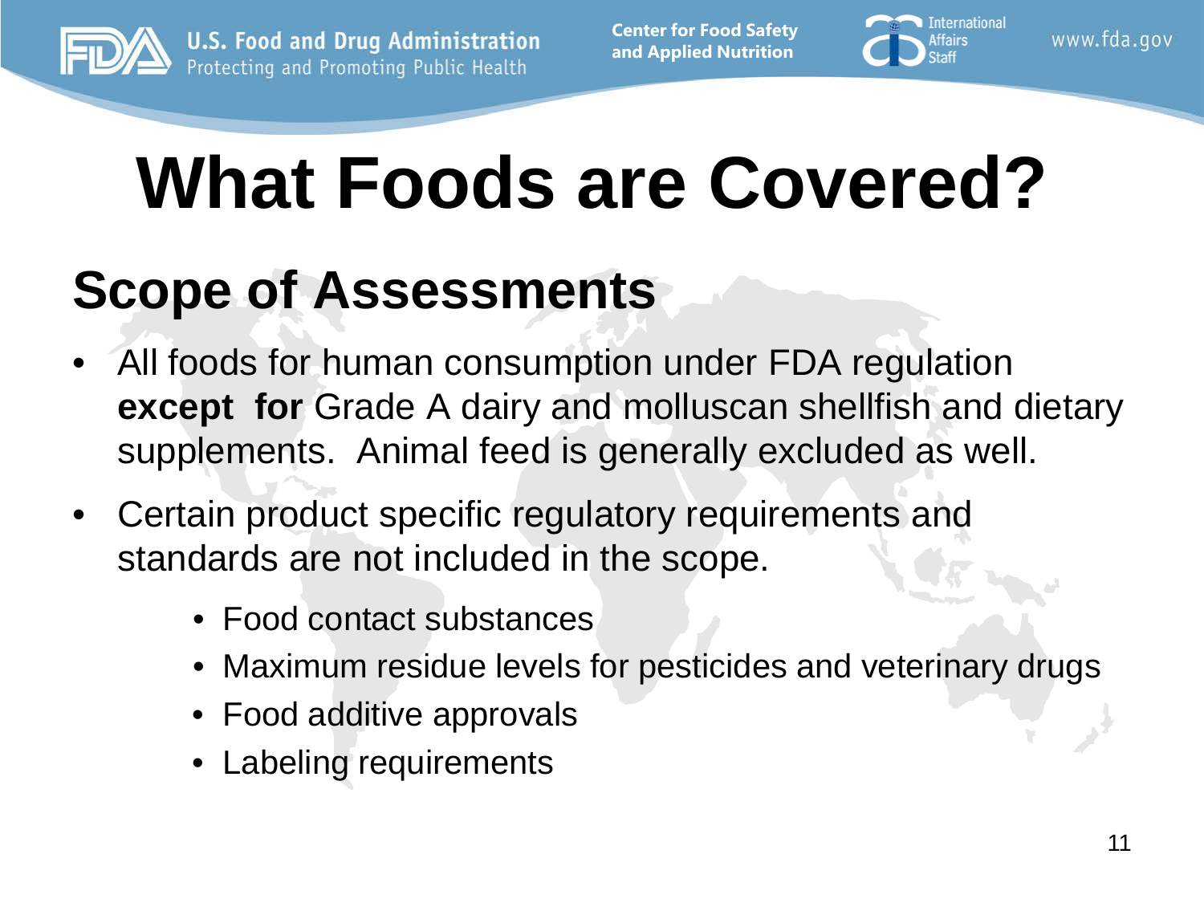# What Foods are Covered?

## Scope of Assessments

- All foods for human consumption under FDA regulation **except for** Grade A dairy and molluscan shellfish and dietary supplements. Animal feed is generally excluded as well.
- Certain product specific regulatory requirements and standards are not included in the scope.
  - Food contact substances
  - Maximum residue levels for pesticides and veterinary drugs
  - Food additive approvals
  - Labeling requirements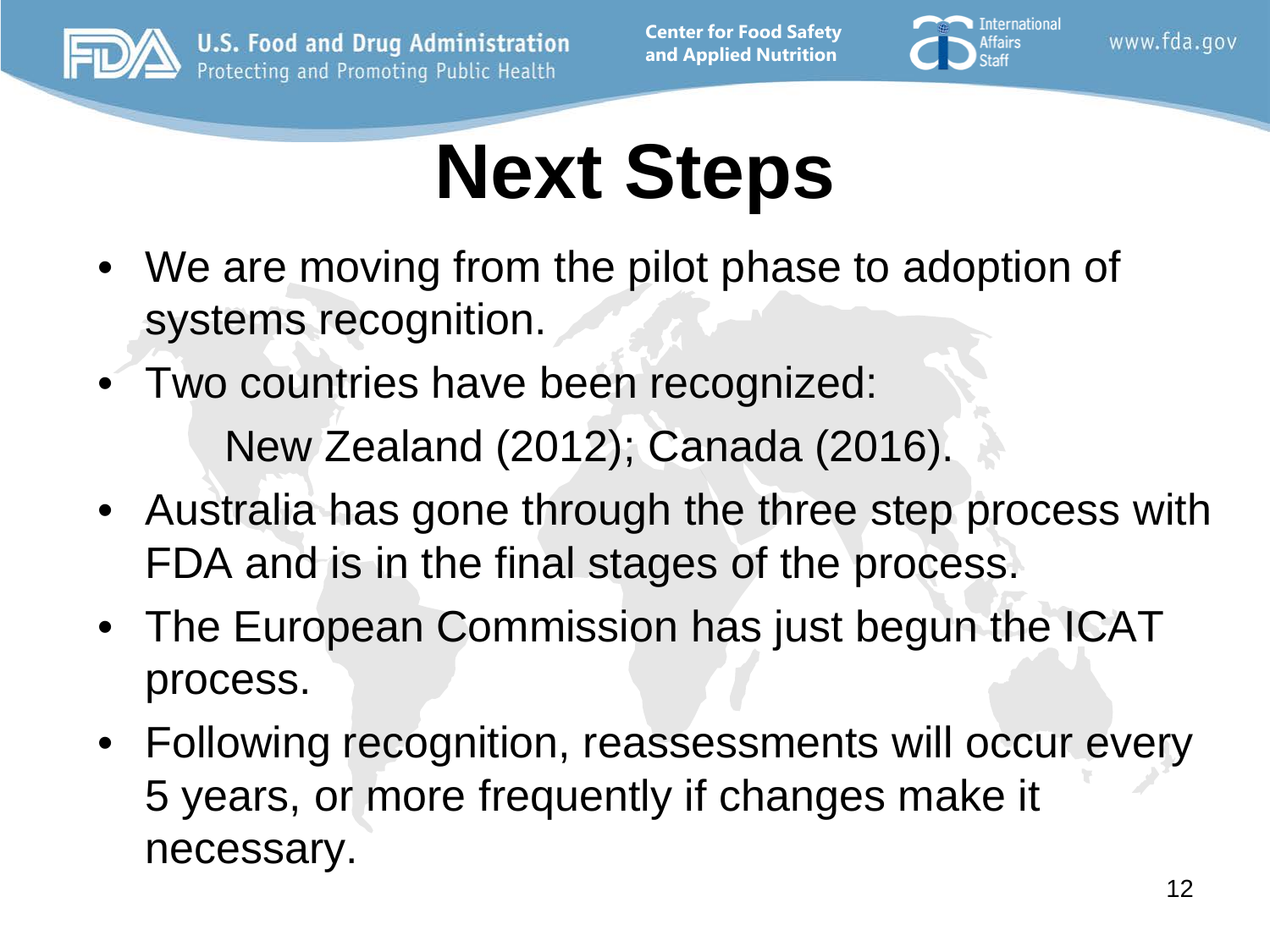# Next Steps

- We are moving from the pilot phase to adoption of systems recognition.
- Two countries have been recognized:

  New Zealand (2012); Canada (2016).
- Australia has gone through the three step process with FDA and is in the final stages of the process.
- The European Commission has just begun the ICAT process.
- Following recognition, reassessments will occur every 5 years, or more frequently if changes make it necessary.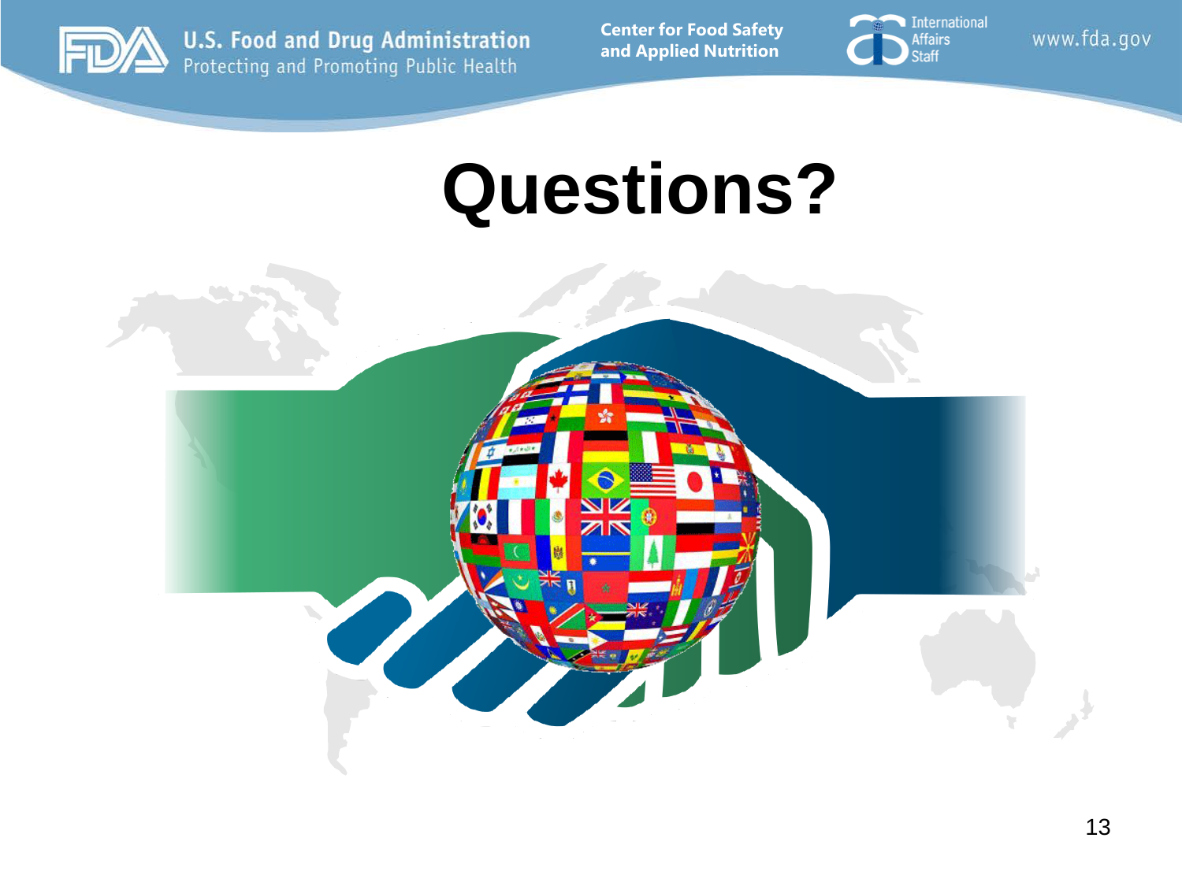# Questions?